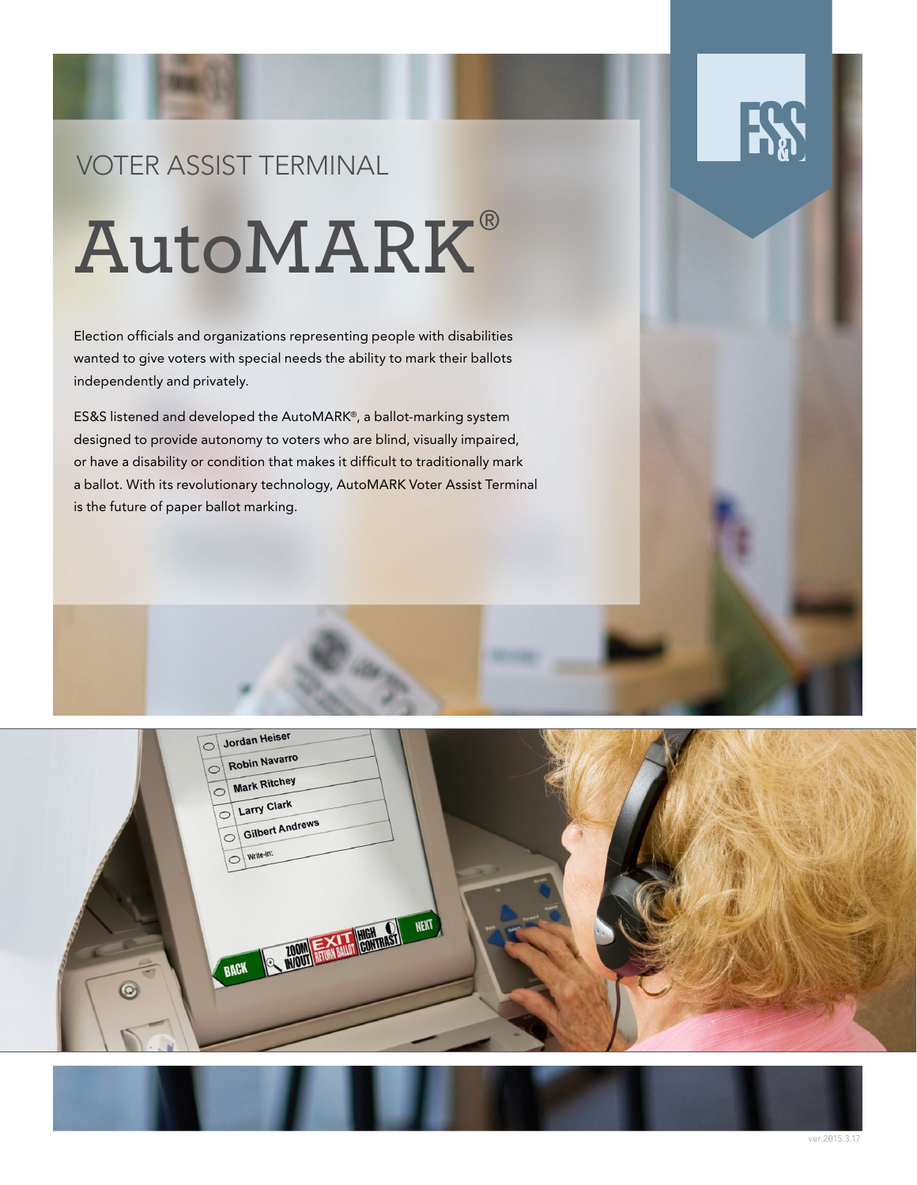VOTER ASSIST TERMINAL

# AutoMARK®

Election officials and organizations representing people with disabilities wanted to give voters with special needs the ability to mark their ballots independently and privately.

ES&S listened and developed the AutoMARK®, a ballot-marking system designed to provide autonomy to voters who are blind, visually impaired, or have a disability or condition that makes it difficult to traditionally mark a ballot. With its revolutionary technology, AutoMARK Voter Assist Terminal is the future of paper ballot marking.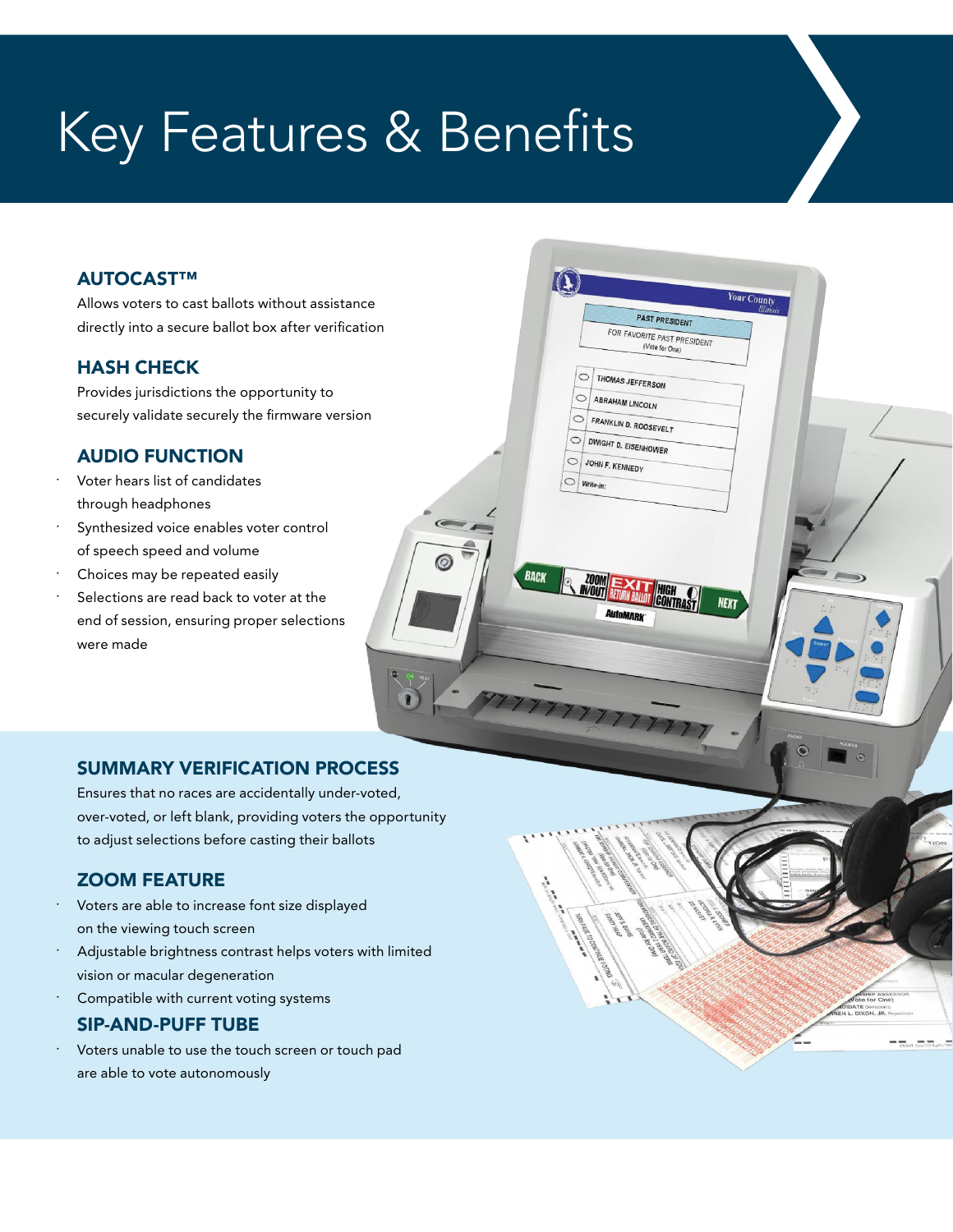# Key Features & Benefits

## AUTOCAST™

Allows voters to cast ballots without assistance directly into a secure ballot box after verification

## HASH CHECK

Provides jurisdictions the opportunity to securely validate securely the firmware version

## AUDIO FUNCTION

- Voter hears list of candidates through headphones
- Synthesized voice enables voter control of speech speed and volume
- Choices may be repeated easily
- Selections are read back to voter at the end of session, ensuring proper selections were made

## SUMMARY VERIFICATION PROCESS

Ensures that no races are accidentally under-voted, over-voted, or left blank, providing voters the opportunity to adjust selections before casting their ballots

## ZOOM FEATURE

- Voters are able to increase font size displayed on the viewing touch screen
- Adjustable brightness contrast helps voters with limited vision or macular degeneration
- Compatible with current voting systems

## SIP-AND-PUFF TUBE

- Voters unable to use the touch screen or touch pad are able to vote autonomously